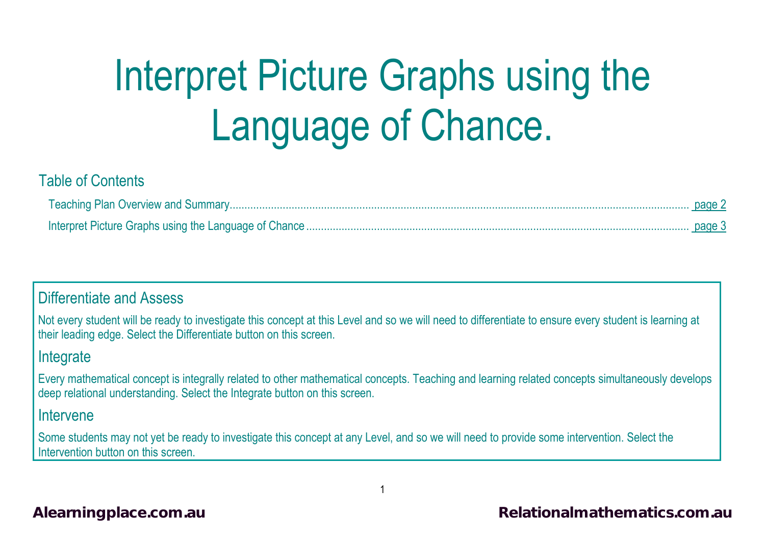# Interpret Picture Graphs using the Language of Chance.

## Table of Contents

Teaching Plan Overview and Summary ........ page 2

Interpret Picture Graphs using the Language of Chance ........ page 3

## Differentiate and Assess

Not every student will be ready to investigate this concept at this Level and so we will need to differentiate to ensure every student is learning at their leading edge. Select the Differentiate button on this screen.

## Integrate

Every mathematical concept is integrally related to other mathematical concepts. Teaching and learning related concepts simultaneously develops deep relational understanding. Select the Integrate button on this screen.

## Intervene

Some students may not yet be ready to investigate this concept at any Level, and so we will need to provide some intervention. Select the Intervention button on this screen.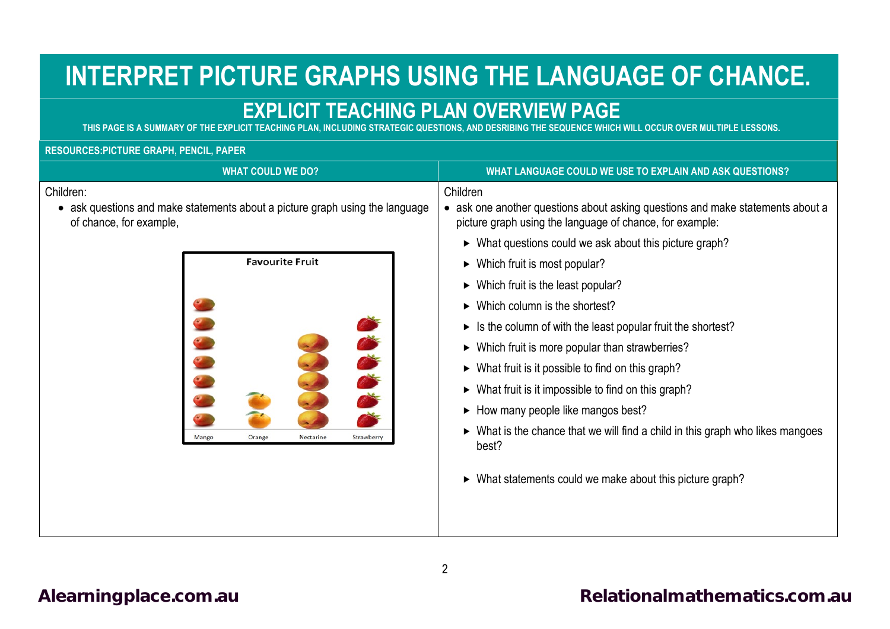# INTERPRET PICTURE GRAPHS USING THE LANGUAGE OF CHANCE.

## EXPLICIT TEACHING PLAN OVERVIEW PAGE

THIS PAGE IS A SUMMARY OF THE EXPLICIT TEACHING PLAN, INCLUDING STRATEGIC QUESTIONS, AND DESRIBING THE SEQUENCE WHICH WILL OCCUR OVER MULTIPLE LESSONS.

**RESOURCES:PICTURE GRAPH, PENCIL, PAPER**

| WHAT COULD WE DO? | WHAT LANGUAGE COULD WE USE TO EXPLAIN AND ASK QUESTIONS? |
|---|---|
| Children:<br>• ask questions and make statements about a picture graph using the language of chance, for example,<br><br>**Favourite Fruit**<br>Mango, Orange, Nectarine, Strawberry | Children<br>• ask one another questions about asking questions and make statements about a picture graph using the language of chance, for example:<br>► What questions could we ask about this picture graph?<br>► Which fruit is most popular?<br>► Which fruit is the least popular?<br>► Which column is the shortest?<br>► Is the column of with the least popular fruit the shortest?<br>► Which fruit is more popular than strawberries?<br>► What fruit is it possible to find on this graph?<br>► What fruit is it impossible to find on this graph?<br>► How many people like mangos best?<br>► What is the chance that we will find a child in this graph who likes mangoes best?<br><br>► What statements could we make about this picture graph? |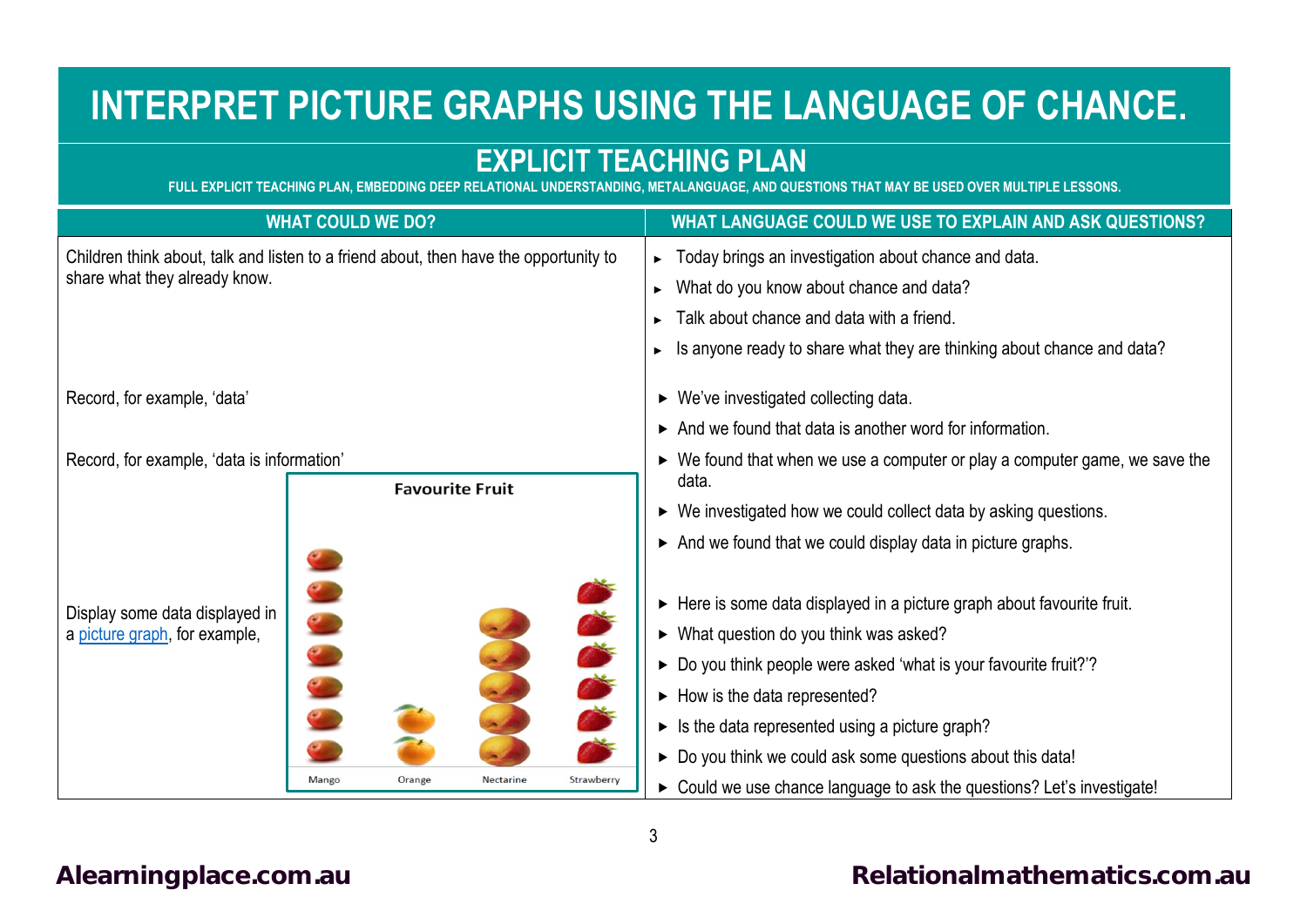# INTERPRET PICTURE GRAPHS USING THE LANGUAGE OF CHANCE.

## EXPLICIT TEACHING PLAN

FULL EXPLICIT TEACHING PLAN, EMBEDDING DEEP RELATIONAL UNDERSTANDING, METALANGUAGE, AND QUESTIONS THAT MAY BE USED OVER MULTIPLE LESSONS.

| WHAT COULD WE DO? | WHAT LANGUAGE COULD WE USE TO EXPLAIN AND ASK QUESTIONS? |
|---|---|
| Children think about, talk and listen to a friend about, then have the opportunity to share what they already know. | ► Today brings an investigation about chance and data.<br>► What do you know about chance and data?<br>► Talk about chance and data with a friend.<br>► Is anyone ready to share what they are thinking about chance and data? |
| Record, for example, 'data' | ► We've investigated collecting data.<br>► And we found that data is another word for information. |
| Record, for example, 'data is information' | ► We found that when we use a computer or play a computer game, we save the data.<br>► We investigated how we could collect data by asking questions.<br>► And we found that we could display data in picture graphs. |
| Display some data displayed in a picture graph, for example,<br><br>**Favourite Fruit**<br>Mango, Orange, Nectarine, Strawberry | ► Here is some data displayed in a picture graph about favourite fruit.<br>► What question do you think was asked?<br>► Do you think people were asked 'what is your favourite fruit?'?<br>► How is the data represented?<br>► Is the data represented using a picture graph?<br>► Do you think we could ask some questions about this data!<br>► Could we use chance language to ask the questions? Let's investigate! |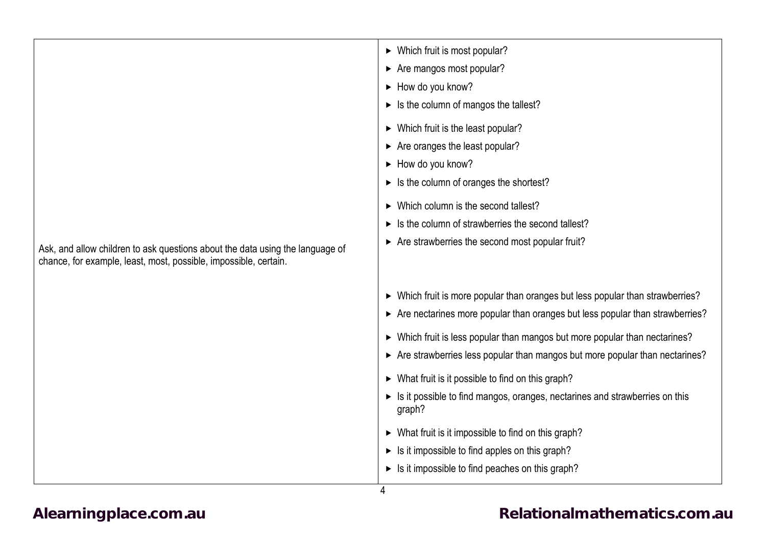| | |
|---|---|
| Ask, and allow children to ask questions about the data using the language of chance, for example, least, most, possible, impossible, certain. | ► Which fruit is most popular?<br>► Are mangos most popular?<br>► How do you know?<br>► Is the column of mangos the tallest?<br>► Which fruit is the least popular?<br>► Are oranges the least popular?<br>► How do you know?<br>► Is the column of oranges the shortest?<br>► Which column is the second tallest?<br>► Is the column of strawberries the second tallest?<br>► Are strawberries the second most popular fruit?<br>► Which fruit is more popular than oranges but less popular than strawberries?<br>► Are nectarines more popular than oranges but less popular than strawberries?<br>► Which fruit is less popular than mangos but more popular than nectarines?<br>► Are strawberries less popular than mangos but more popular than nectarines?<br>► What fruit is it possible to find on this graph?<br>► Is it possible to find mangos, oranges, nectarines and strawberries on this graph?<br>► What fruit is it impossible to find on this graph?<br>► Is it impossible to find apples on this graph?<br>► Is it impossible to find peaches on this graph? |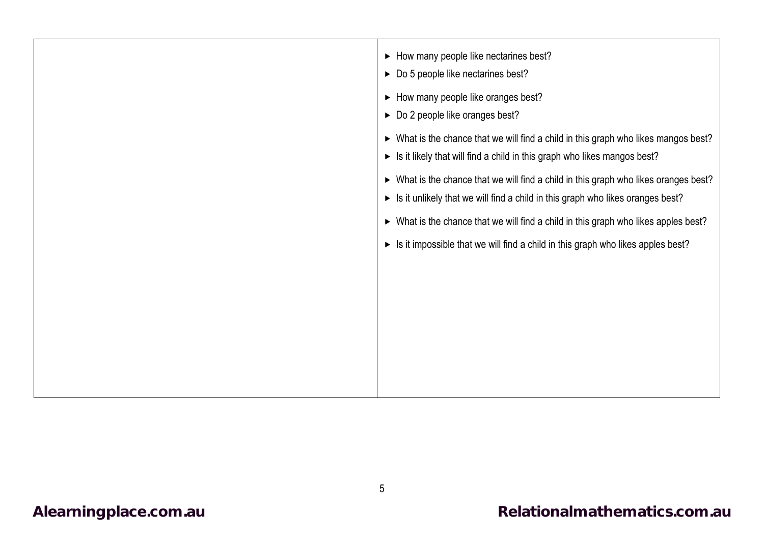- How many people like nectarines best?
- Do 5 people like nectarines best?
- How many people like oranges best?
- Do 2 people like oranges best?
- What is the chance that we will find a child in this graph who likes mangos best?
- Is it likely that will find a child in this graph who likes mangos best?
- What is the chance that we will find a child in this graph who likes oranges best?
- Is it unlikely that we will find a child in this graph who likes oranges best?
- What is the chance that we will find a child in this graph who likes apples best?
- Is it impossible that we will find a child in this graph who likes apples best?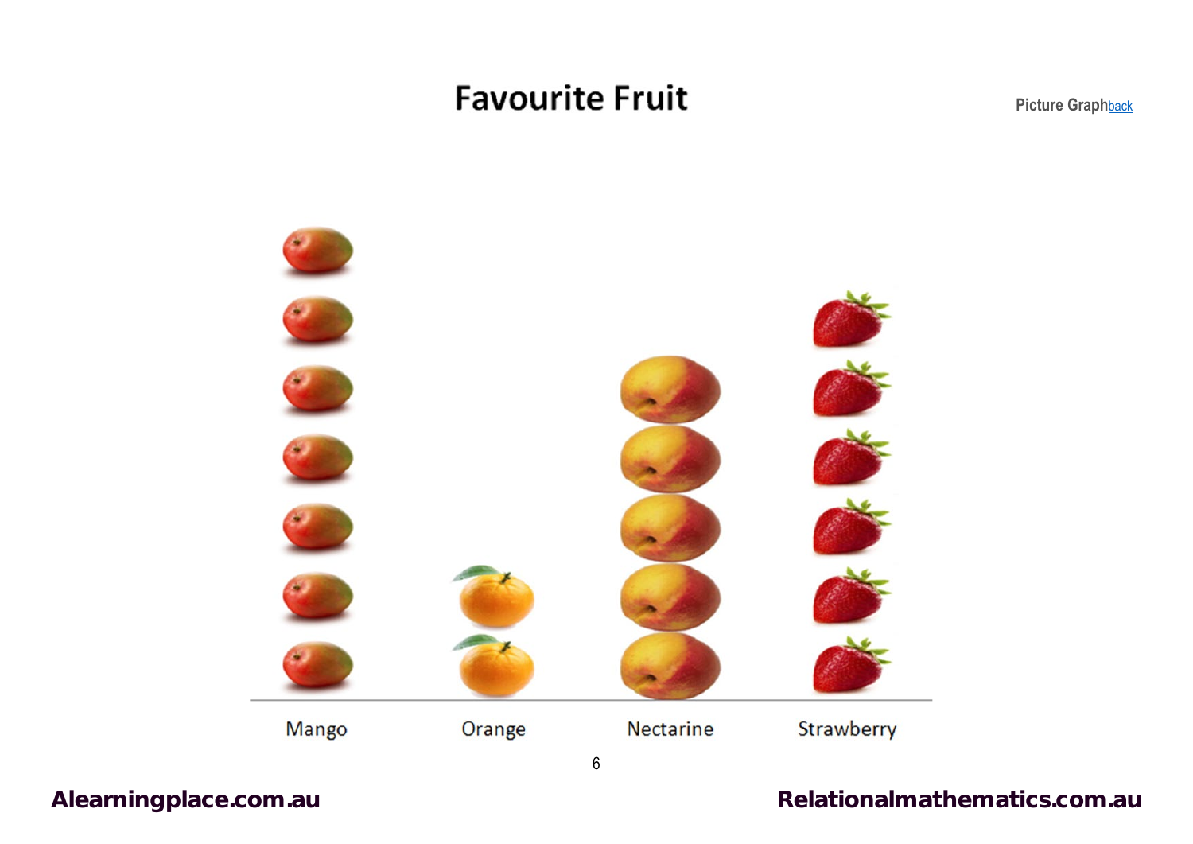# Favourite Fruit

Picture Graph back

Mango

Orange

Nectarine

Strawberry